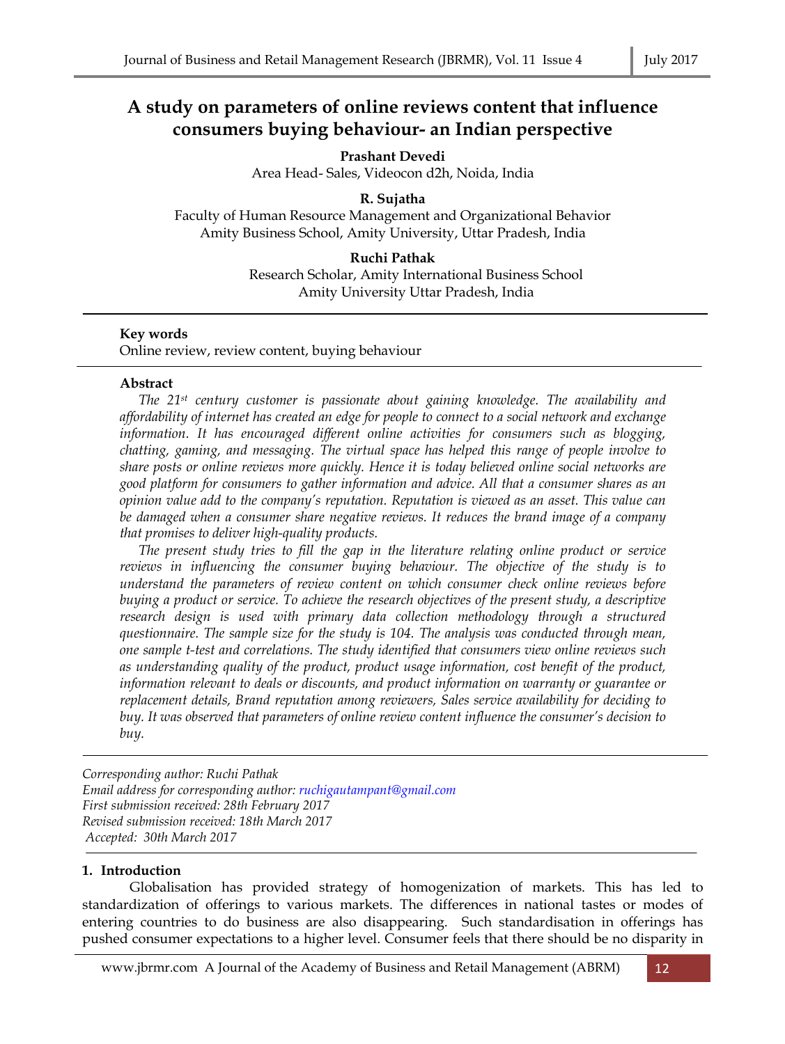# A study on parameters of online reviews content that influence consumers buying behaviour- an Indian perspective

**Prashant Devedi**
Area Head- Sales, Videocon d2h, Noida, India

**R. Sujatha**
Faculty of Human Resource Management and Organizational Behavior
Amity Business School, Amity University, Uttar Pradesh, India

**Ruchi Pathak**
Research Scholar, Amity International Business School
Amity University Uttar Pradesh, India

**Key words**
Online review, review content, buying behaviour

**Abstract**

*The 21st century customer is passionate about gaining knowledge. The availability and affordability of internet has created an edge for people to connect to a social network and exchange information. It has encouraged different online activities for consumers such as blogging, chatting, gaming, and messaging. The virtual space has helped this range of people involve to share posts or online reviews more quickly. Hence it is today believed online social networks are good platform for consumers to gather information and advice. All that a consumer shares as an opinion value add to the company's reputation. Reputation is viewed as an asset. This value can be damaged when a consumer share negative reviews. It reduces the brand image of a company that promises to deliver high-quality products.*

*The present study tries to fill the gap in the literature relating online product or service reviews in influencing the consumer buying behaviour. The objective of the study is to understand the parameters of review content on which consumer check online reviews before buying a product or service. To achieve the research objectives of the present study, a descriptive research design is used with primary data collection methodology through a structured questionnaire. The sample size for the study is 104. The analysis was conducted through mean, one sample t-test and correlations. The study identified that consumers view online reviews such as understanding quality of the product, product usage information, cost benefit of the product, information relevant to deals or discounts, and product information on warranty or guarantee or replacement details, Brand reputation among reviewers, Sales service availability for deciding to buy. It was observed that parameters of online review content influence the consumer's decision to buy.*

*Corresponding author: Ruchi Pathak*
*Email address for corresponding author: ruchigautampant@gmail.com*
*First submission received: 28th February 2017*
*Revised submission received: 18th March 2017*
*Accepted: 30th March 2017*

## 1. Introduction

Globalisation has provided strategy of homogenization of markets. This has led to standardization of offerings to various markets. The differences in national tastes or modes of entering countries to do business are also disappearing. Such standardisation in offerings has pushed consumer expectations to a higher level. Consumer feels that there should be no disparity in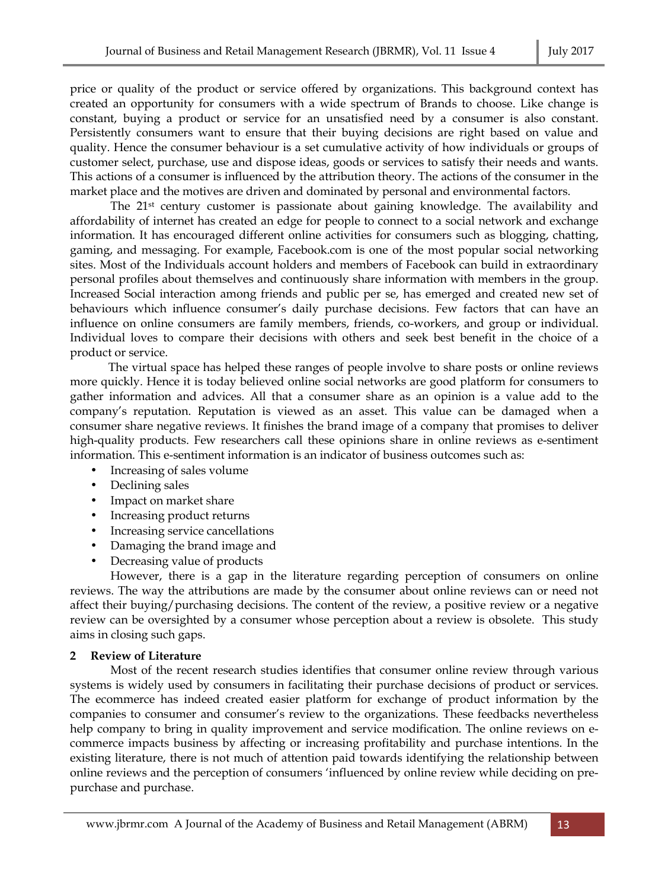price or quality of the product or service offered by organizations. This background context has created an opportunity for consumers with a wide spectrum of Brands to choose. Like change is constant, buying a product or service for an unsatisfied need by a consumer is also constant. Persistently consumers want to ensure that their buying decisions are right based on value and quality. Hence the consumer behaviour is a set cumulative activity of how individuals or groups of customer select, purchase, use and dispose ideas, goods or services to satisfy their needs and wants. This actions of a consumer is influenced by the attribution theory. The actions of the consumer in the market place and the motives are driven and dominated by personal and environmental factors.

The 21st century customer is passionate about gaining knowledge. The availability and affordability of internet has created an edge for people to connect to a social network and exchange information. It has encouraged different online activities for consumers such as blogging, chatting, gaming, and messaging. For example, Facebook.com is one of the most popular social networking sites. Most of the Individuals account holders and members of Facebook can build in extraordinary personal profiles about themselves and continuously share information with members in the group. Increased Social interaction among friends and public per se, has emerged and created new set of behaviours which influence consumer's daily purchase decisions. Few factors that can have an influence on online consumers are family members, friends, co-workers, and group or individual. Individual loves to compare their decisions with others and seek best benefit in the choice of a product or service.

The virtual space has helped these ranges of people involve to share posts or online reviews more quickly. Hence it is today believed online social networks are good platform for consumers to gather information and advices. All that a consumer share as an opinion is a value add to the company's reputation. Reputation is viewed as an asset. This value can be damaged when a consumer share negative reviews. It finishes the brand image of a company that promises to deliver high-quality products. Few researchers call these opinions share in online reviews as e-sentiment information. This e-sentiment information is an indicator of business outcomes such as:

- Increasing of sales volume
- Declining sales
- Impact on market share
- Increasing product returns
- Increasing service cancellations
- Damaging the brand image and
- Decreasing value of products

However, there is a gap in the literature regarding perception of consumers on online reviews. The way the attributions are made by the consumer about online reviews can or need not affect their buying/purchasing decisions. The content of the review, a positive review or a negative review can be oversighted by a consumer whose perception about a review is obsolete. This study aims in closing such gaps.

## 2 Review of Literature

Most of the recent research studies identifies that consumer online review through various systems is widely used by consumers in facilitating their purchase decisions of product or services. The ecommerce has indeed created easier platform for exchange of product information by the companies to consumer and consumer's review to the organizations. These feedbacks nevertheless help company to bring in quality improvement and service modification. The online reviews on e-commerce impacts business by affecting or increasing profitability and purchase intentions. In the existing literature, there is not much of attention paid towards identifying the relationship between online reviews and the perception of consumers 'influenced by online review while deciding on pre-purchase and purchase.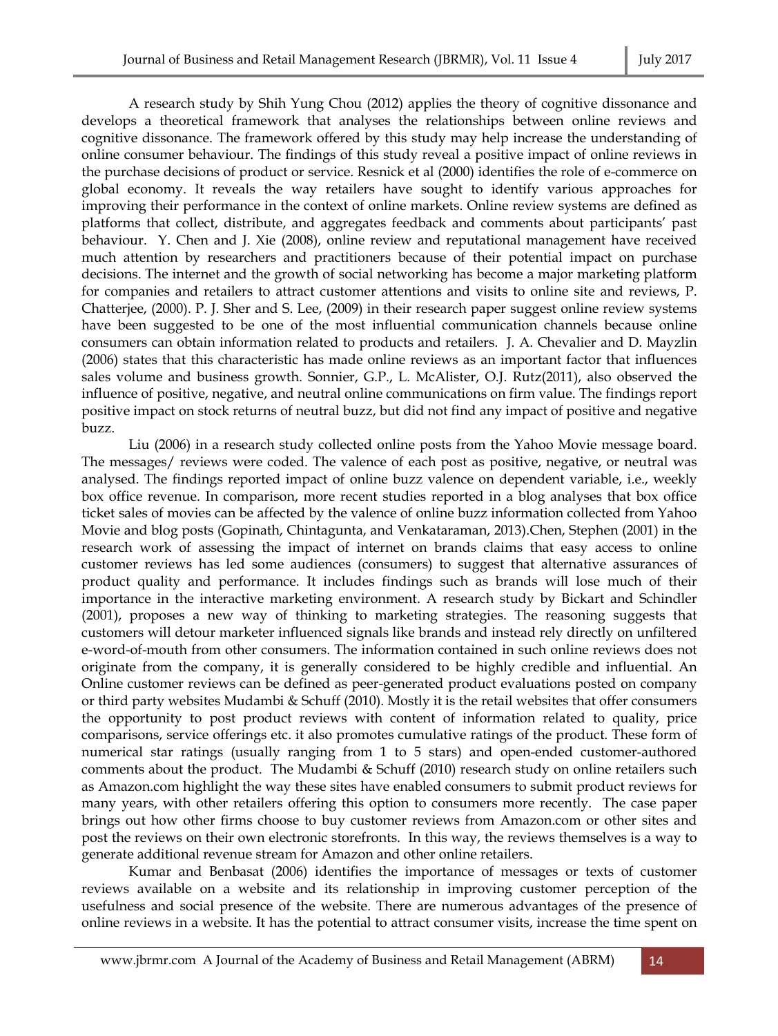A research study by Shih Yung Chou (2012) applies the theory of cognitive dissonance and develops a theoretical framework that analyses the relationships between online reviews and cognitive dissonance. The framework offered by this study may help increase the understanding of online consumer behaviour. The findings of this study reveal a positive impact of online reviews in the purchase decisions of product or service. Resnick et al (2000) identifies the role of e-commerce on global economy. It reveals the way retailers have sought to identify various approaches for improving their performance in the context of online markets. Online review systems are defined as platforms that collect, distribute, and aggregates feedback and comments about participants' past behaviour. Y. Chen and J. Xie (2008), online review and reputational management have received much attention by researchers and practitioners because of their potential impact on purchase decisions. The internet and the growth of social networking has become a major marketing platform for companies and retailers to attract customer attentions and visits to online site and reviews, P. Chatterjee, (2000). P. J. Sher and S. Lee, (2009) in their research paper suggest online review systems have been suggested to be one of the most influential communication channels because online consumers can obtain information related to products and retailers. J. A. Chevalier and D. Mayzlin (2006) states that this characteristic has made online reviews as an important factor that influences sales volume and business growth. Sonnier, G.P., L. McAlister, O.J. Rutz(2011), also observed the influence of positive, negative, and neutral online communications on firm value. The findings report positive impact on stock returns of neutral buzz, but did not find any impact of positive and negative buzz.

Liu (2006) in a research study collected online posts from the Yahoo Movie message board. The messages/ reviews were coded. The valence of each post as positive, negative, or neutral was analysed. The findings reported impact of online buzz valence on dependent variable, i.e., weekly box office revenue. In comparison, more recent studies reported in a blog analyses that box office ticket sales of movies can be affected by the valence of online buzz information collected from Yahoo Movie and blog posts (Gopinath, Chintagunta, and Venkataraman, 2013).Chen, Stephen (2001) in the research work of assessing the impact of internet on brands claims that easy access to online customer reviews has led some audiences (consumers) to suggest that alternative assurances of product quality and performance. It includes findings such as brands will lose much of their importance in the interactive marketing environment. A research study by Bickart and Schindler (2001), proposes a new way of thinking to marketing strategies. The reasoning suggests that customers will detour marketer influenced signals like brands and instead rely directly on unfiltered e-word-of-mouth from other consumers. The information contained in such online reviews does not originate from the company, it is generally considered to be highly credible and influential. An Online customer reviews can be defined as peer-generated product evaluations posted on company or third party websites Mudambi & Schuff (2010). Mostly it is the retail websites that offer consumers the opportunity to post product reviews with content of information related to quality, price comparisons, service offerings etc. it also promotes cumulative ratings of the product. These form of numerical star ratings (usually ranging from 1 to 5 stars) and open-ended customer-authored comments about the product. The Mudambi & Schuff (2010) research study on online retailers such as Amazon.com highlight the way these sites have enabled consumers to submit product reviews for many years, with other retailers offering this option to consumers more recently. The case paper brings out how other firms choose to buy customer reviews from Amazon.com or other sites and post the reviews on their own electronic storefronts. In this way, the reviews themselves is a way to generate additional revenue stream for Amazon and other online retailers.

Kumar and Benbasat (2006) identifies the importance of messages or texts of customer reviews available on a website and its relationship in improving customer perception of the usefulness and social presence of the website. There are numerous advantages of the presence of online reviews in a website. It has the potential to attract consumer visits, increase the time spent on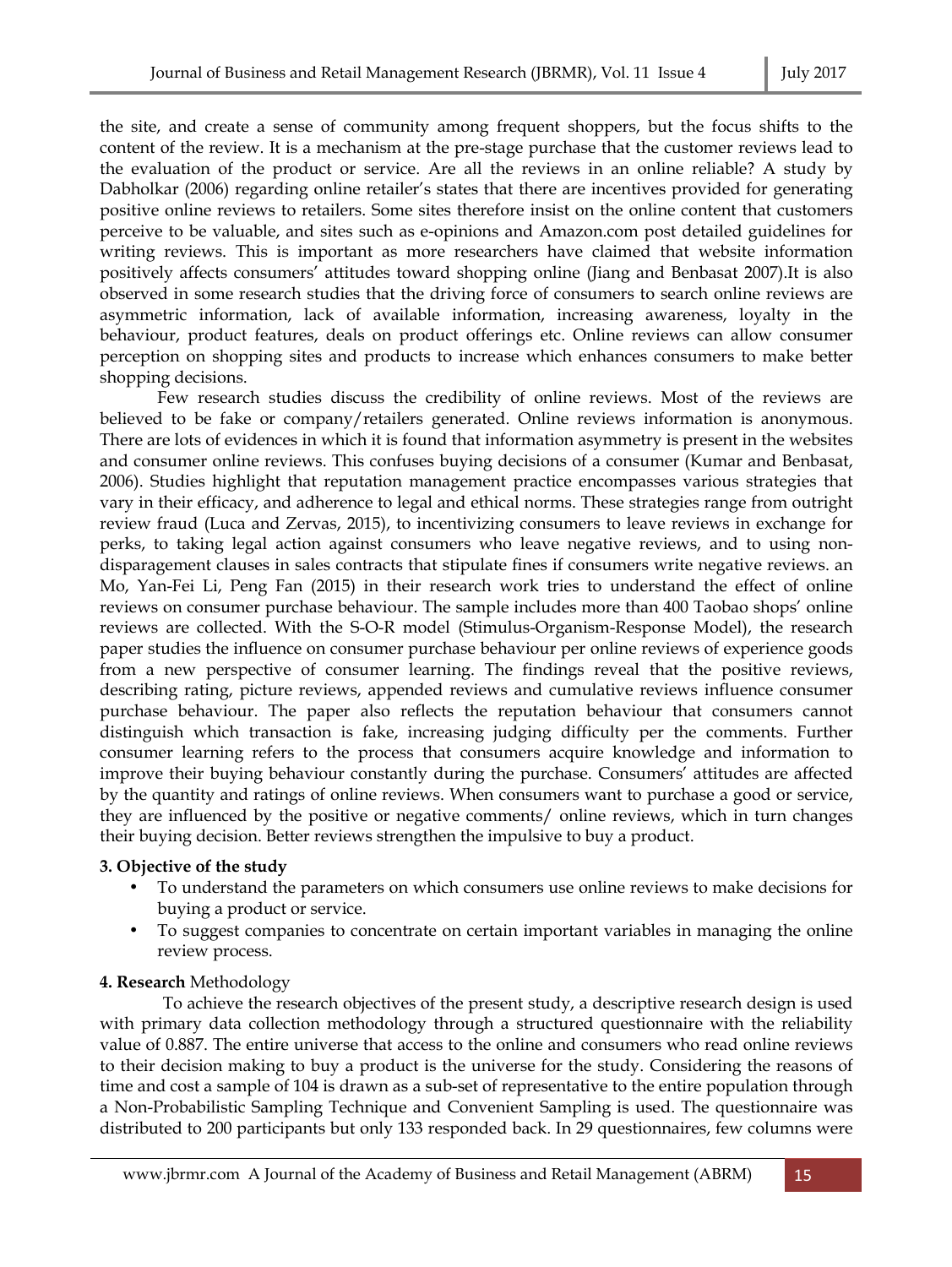the site, and create a sense of community among frequent shoppers, but the focus shifts to the content of the review. It is a mechanism at the pre-stage purchase that the customer reviews lead to the evaluation of the product or service. Are all the reviews in an online reliable? A study by Dabholkar (2006) regarding online retailer's states that there are incentives provided for generating positive online reviews to retailers. Some sites therefore insist on the online content that customers perceive to be valuable, and sites such as e-opinions and Amazon.com post detailed guidelines for writing reviews. This is important as more researchers have claimed that website information positively affects consumers' attitudes toward shopping online (Jiang and Benbasat 2007).It is also observed in some research studies that the driving force of consumers to search online reviews are asymmetric information, lack of available information, increasing awareness, loyalty in the behaviour, product features, deals on product offerings etc. Online reviews can allow consumer perception on shopping sites and products to increase which enhances consumers to make better shopping decisions.

Few research studies discuss the credibility of online reviews. Most of the reviews are believed to be fake or company/retailers generated. Online reviews information is anonymous. There are lots of evidences in which it is found that information asymmetry is present in the websites and consumer online reviews. This confuses buying decisions of a consumer (Kumar and Benbasat, 2006). Studies highlight that reputation management practice encompasses various strategies that vary in their efficacy, and adherence to legal and ethical norms. These strategies range from outright review fraud (Luca and Zervas, 2015), to incentivizing consumers to leave reviews in exchange for perks, to taking legal action against consumers who leave negative reviews, and to using non-disparagement clauses in sales contracts that stipulate fines if consumers write negative reviews. an Mo, Yan-Fei Li, Peng Fan (2015) in their research work tries to understand the effect of online reviews on consumer purchase behaviour. The sample includes more than 400 Taobao shops' online reviews are collected. With the S-O-R model (Stimulus-Organism-Response Model), the research paper studies the influence on consumer purchase behaviour per online reviews of experience goods from a new perspective of consumer learning. The findings reveal that the positive reviews, describing rating, picture reviews, appended reviews and cumulative reviews influence consumer purchase behaviour. The paper also reflects the reputation behaviour that consumers cannot distinguish which transaction is fake, increasing judging difficulty per the comments. Further consumer learning refers to the process that consumers acquire knowledge and information to improve their buying behaviour constantly during the purchase. Consumers' attitudes are affected by the quantity and ratings of online reviews. When consumers want to purchase a good or service, they are influenced by the positive or negative comments/ online reviews, which in turn changes their buying decision. Better reviews strengthen the impulsive to buy a product.

## 3. Objective of the study

- To understand the parameters on which consumers use online reviews to make decisions for buying a product or service.
- To suggest companies to concentrate on certain important variables in managing the online review process.

## 4. Research Methodology

To achieve the research objectives of the present study, a descriptive research design is used with primary data collection methodology through a structured questionnaire with the reliability value of 0.887. The entire universe that access to the online and consumers who read online reviews to their decision making to buy a product is the universe for the study. Considering the reasons of time and cost a sample of 104 is drawn as a sub-set of representative to the entire population through a Non-Probabilistic Sampling Technique and Convenient Sampling is used. The questionnaire was distributed to 200 participants but only 133 responded back. In 29 questionnaires, few columns were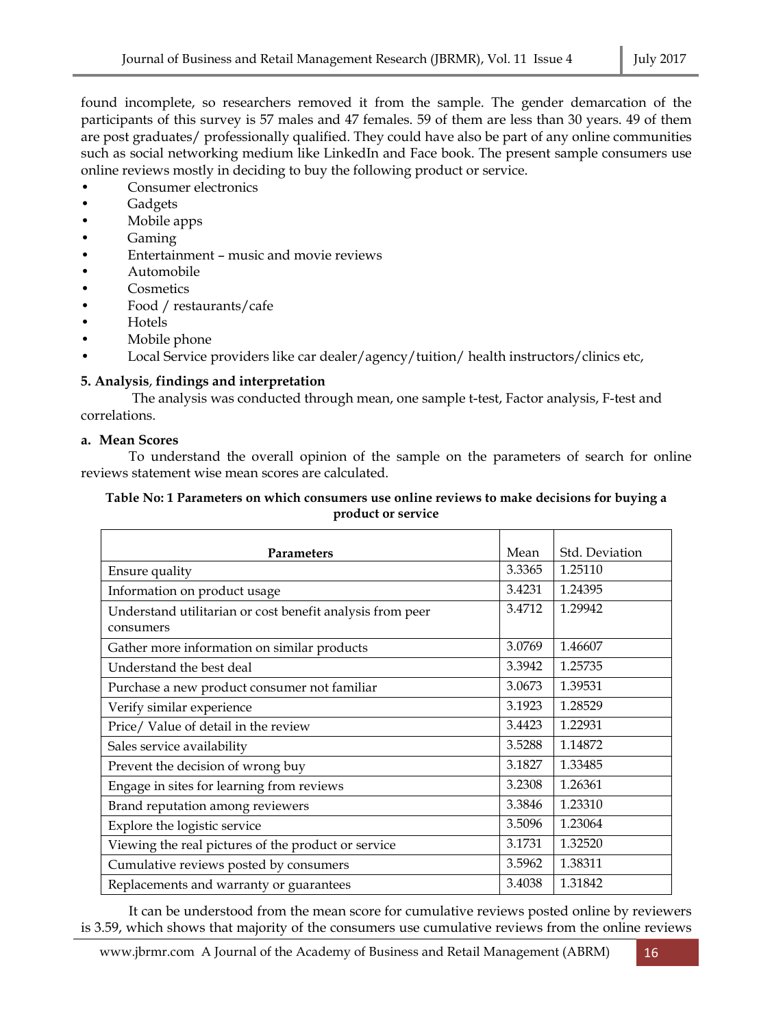found incomplete, so researchers removed it from the sample. The gender demarcation of the participants of this survey is 57 males and 47 females. 59 of them are less than 30 years. 49 of them are post graduates/ professionally qualified. They could have also be part of any online communities such as social networking medium like LinkedIn and Face book. The present sample consumers use online reviews mostly in deciding to buy the following product or service.

- Consumer electronics
- Gadgets
- Mobile apps
- Gaming
- Entertainment – music and movie reviews
- Automobile
- Cosmetics
- Food / restaurants/cafe
- Hotels
- Mobile phone
- Local Service providers like car dealer/agency/tuition/ health instructors/clinics etc,

### 5. Analysis, findings and interpretation

The analysis was conducted through mean, one sample t-test, Factor analysis, F-test and correlations.

#### a. Mean Scores

To understand the overall opinion of the sample on the parameters of search for online reviews statement wise mean scores are calculated.

**Table No: 1 Parameters on which consumers use online reviews to make decisions for buying a product or service**

| Parameters | Mean | Std. Deviation |
|---|---|---|
| Ensure quality | 3.3365 | 1.25110 |
| Information on product usage | 3.4231 | 1.24395 |
| Understand utilitarian or cost benefit analysis from peer consumers | 3.4712 | 1.29942 |
| Gather more information on similar products | 3.0769 | 1.46607 |
| Understand the best deal | 3.3942 | 1.25735 |
| Purchase a new product consumer not familiar | 3.0673 | 1.39531 |
| Verify similar experience | 3.1923 | 1.28529 |
| Price/ Value of detail in the review | 3.4423 | 1.22931 |
| Sales service availability | 3.5288 | 1.14872 |
| Prevent the decision of wrong buy | 3.1827 | 1.33485 |
| Engage in sites for learning from reviews | 3.2308 | 1.26361 |
| Brand reputation among reviewers | 3.3846 | 1.23310 |
| Explore the logistic service | 3.5096 | 1.23064 |
| Viewing the real pictures of the product or service | 3.1731 | 1.32520 |
| Cumulative reviews posted by consumers | 3.5962 | 1.38311 |
| Replacements and warranty or guarantees | 3.4038 | 1.31842 |

It can be understood from the mean score for cumulative reviews posted online by reviewers is 3.59, which shows that majority of the consumers use cumulative reviews from the online reviews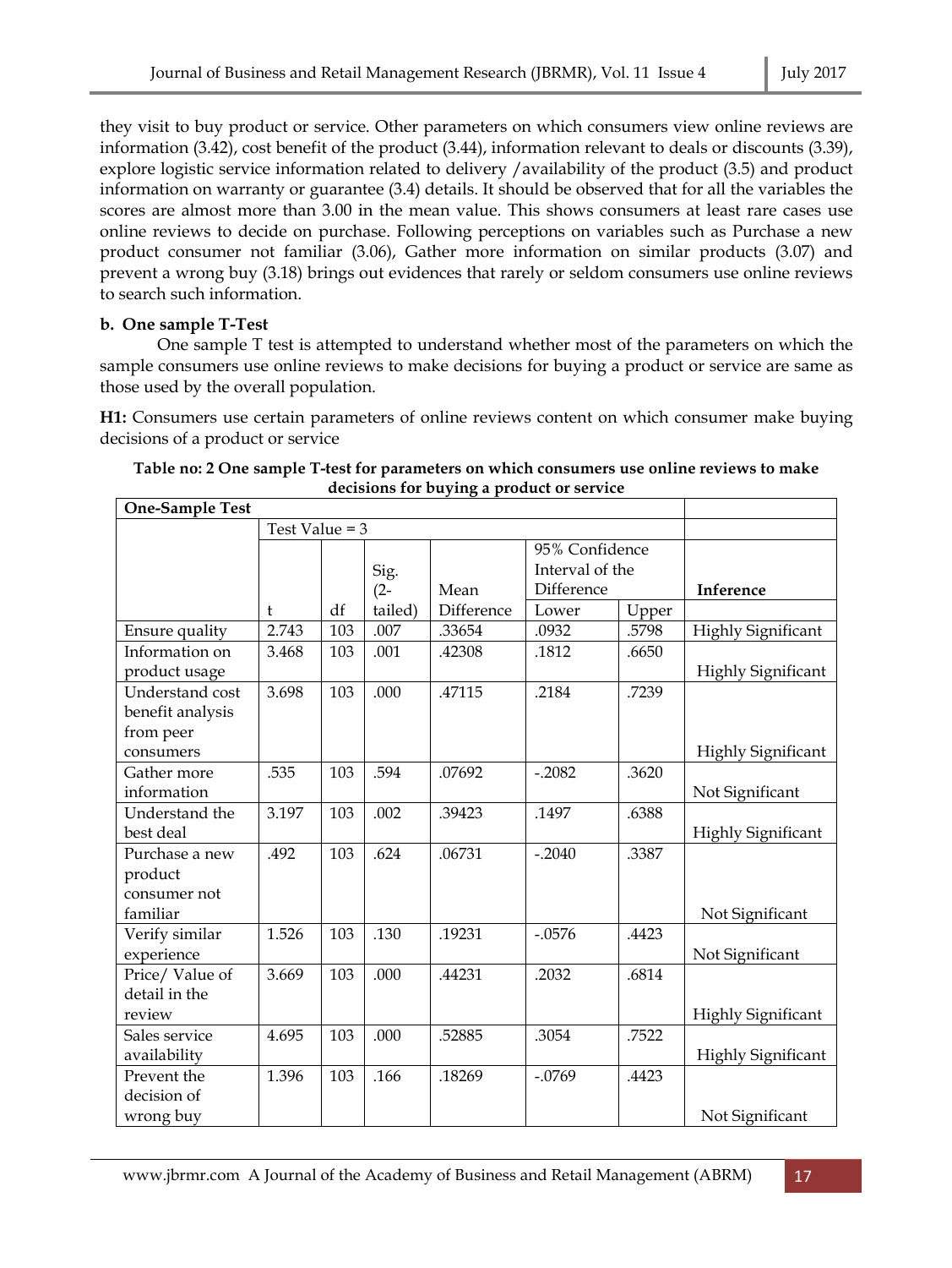they visit to buy product or service. Other parameters on which consumers view online reviews are information (3.42), cost benefit of the product (3.44), information relevant to deals or discounts (3.39), explore logistic service information related to delivery /availability of the product (3.5) and product information on warranty or guarantee (3.4) details. It should be observed that for all the variables the scores are almost more than 3.00 in the mean value. This shows consumers at least rare cases use online reviews to decide on purchase. Following perceptions on variables such as Purchase a new product consumer not familiar (3.06), Gather more information on similar products (3.07) and prevent a wrong buy (3.18) brings out evidences that rarely or seldom consumers use online reviews to search such information.

**b. One sample T-Test**

One sample T test is attempted to understand whether most of the parameters on which the sample consumers use online reviews to make decisions for buying a product or service are same as those used by the overall population.

**H1:** Consumers use certain parameters of online reviews content on which consumer make buying decisions of a product or service

**Table no: 2 One sample T-test for parameters on which consumers use online reviews to make decisions for buying a product or service**

| One-Sample Test | | | | | | | |
|---|---|---|---|---|---|---|---|
| | Test Value = 3 | | | | | | |
| | t | df | Sig. (2-tailed) | Mean Difference | 95% Confidence Interval of the Difference Lower | Upper | Inference |
| Ensure quality | 2.743 | 103 | .007 | .33654 | .0932 | .5798 | Highly Significant |
| Information on product usage | 3.468 | 103 | .001 | .42308 | .1812 | .6650 | Highly Significant |
| Understand cost benefit analysis from peer consumers | 3.698 | 103 | .000 | .47115 | .2184 | .7239 | Highly Significant |
| Gather more information | .535 | 103 | .594 | .07692 | -.2082 | .3620 | Not Significant |
| Understand the best deal | 3.197 | 103 | .002 | .39423 | .1497 | .6388 | Highly Significant |
| Purchase a new product consumer not familiar | .492 | 103 | .624 | .06731 | -.2040 | .3387 | Not Significant |
| Verify similar experience | 1.526 | 103 | .130 | .19231 | -.0576 | .4423 | Not Significant |
| Price/ Value of detail in the review | 3.669 | 103 | .000 | .44231 | .2032 | .6814 | Highly Significant |
| Sales service availability | 4.695 | 103 | .000 | .52885 | .3054 | .7522 | Highly Significant |
| Prevent the decision of wrong buy | 1.396 | 103 | .166 | .18269 | -.0769 | .4423 | Not Significant |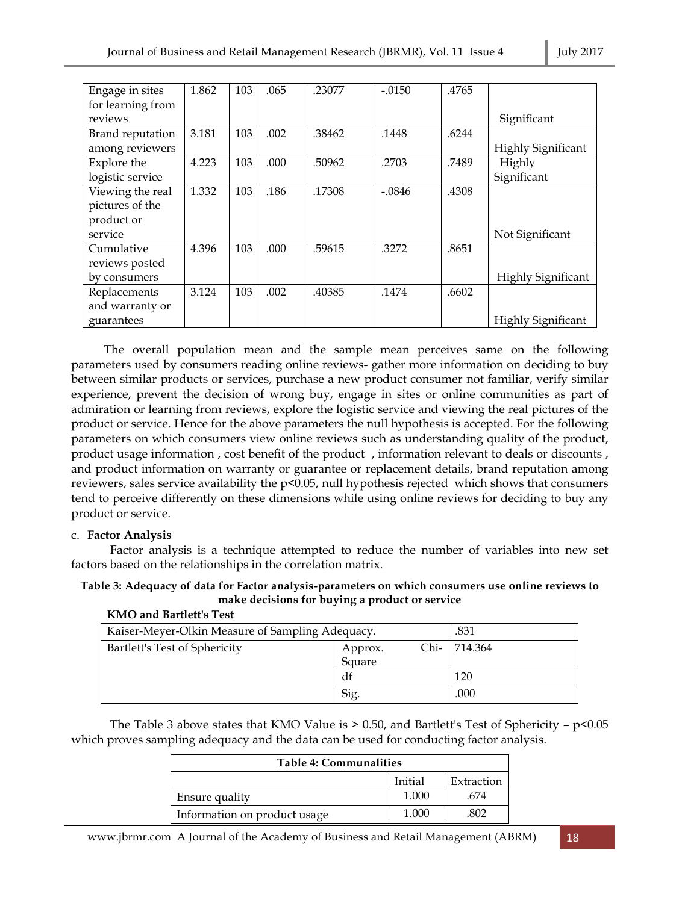| | | | | | | | |
|---|---|---|---|---|---|---|---|
| Engage in sites for learning from reviews | 1.862 | 103 | .065 | .23077 | -.0150 | .4765 | Significant |
| Brand reputation among reviewers | 3.181 | 103 | .002 | .38462 | .1448 | .6244 | Highly Significant |
| Explore the logistic service | 4.223 | 103 | .000 | .50962 | .2703 | .7489 | Highly Significant |
| Viewing the real pictures of the product or service | 1.332 | 103 | .186 | .17308 | -.0846 | .4308 | Not Significant |
| Cumulative reviews posted by consumers | 4.396 | 103 | .000 | .59615 | .3272 | .8651 | Highly Significant |
| Replacements and warranty or guarantees | 3.124 | 103 | .002 | .40385 | .1474 | .6602 | Highly Significant |

The overall population mean and the sample mean perceives same on the following parameters used by consumers reading online reviews- gather more information on deciding to buy between similar products or services, purchase a new product consumer not familiar, verify similar experience, prevent the decision of wrong buy, engage in sites or online communities as part of admiration or learning from reviews, explore the logistic service and viewing the real pictures of the product or service. Hence for the above parameters the null hypothesis is accepted. For the following parameters on which consumers view online reviews such as understanding quality of the product, product usage information , cost benefit of the product , information relevant to deals or discounts , and product information on warranty or guarantee or replacement details, brand reputation among reviewers, sales service availability the $p<0.05$, null hypothesis rejected which shows that consumers tend to perceive differently on these dimensions while using online reviews for deciding to buy any product or service.

c. **Factor Analysis**

Factor analysis is a technique attempted to reduce the number of variables into new set factors based on the relationships in the correlation matrix.

**Table 3: Adequacy of data for Factor analysis-parameters on which consumers use online reviews to make decisions for buying a product or service**

**KMO and Bartlett's Test**

| | | |
|---|---|---|
| Kaiser-Meyer-Olkin Measure of Sampling Adequacy. | | .831 |
| Bartlett's Test of Sphericity | Approx. Chi-Square | 714.364 |
| | df | 120 |
| | Sig. | .000 |

The Table 3 above states that KMO Value is > 0.50, and Bartlett's Test of Sphericity – $p<0.05$ which proves sampling adequacy and the data can be used for conducting factor analysis.

**Table 4: Communalities**

| | Initial | Extraction |
|---|---|---|
| Ensure quality | 1.000 | .674 |
| Information on product usage | 1.000 | .802 |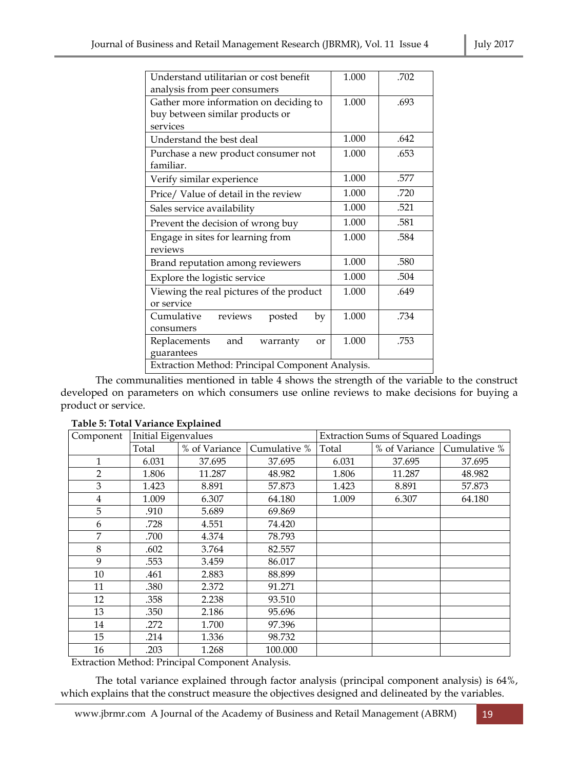| | | |
|---|---|---|
| Understand utilitarian or cost benefit analysis from peer consumers | 1.000 | .702 |
| Gather more information on deciding to buy between similar products or services | 1.000 | .693 |
| Understand the best deal | 1.000 | .642 |
| Purchase a new product consumer not familiar. | 1.000 | .653 |
| Verify similar experience | 1.000 | .577 |
| Price/ Value of detail in the review | 1.000 | .720 |
| Sales service availability | 1.000 | .521 |
| Prevent the decision of wrong buy | 1.000 | .581 |
| Engage in sites for learning from reviews | 1.000 | .584 |
| Brand reputation among reviewers | 1.000 | .580 |
| Explore the logistic service | 1.000 | .504 |
| Viewing the real pictures of the product or service | 1.000 | .649 |
| Cumulative reviews posted by consumers | 1.000 | .734 |
| Replacements and warranty or guarantees | 1.000 | .753 |
| Extraction Method: Principal Component Analysis. | | |

The communalities mentioned in table 4 shows the strength of the variable to the construct developed on parameters on which consumers use online reviews to make decisions for buying a product or service.

**Table 5: Total Variance Explained**

| Component | Initial Eigenvalues | | | Extraction Sums of Squared Loadings | | |
|---|---|---|---|---|---|---|
| | Total | % of Variance | Cumulative % | Total | % of Variance | Cumulative % |
| 1 | 6.031 | 37.695 | 37.695 | 6.031 | 37.695 | 37.695 |
| 2 | 1.806 | 11.287 | 48.982 | 1.806 | 11.287 | 48.982 |
| 3 | 1.423 | 8.891 | 57.873 | 1.423 | 8.891 | 57.873 |
| 4 | 1.009 | 6.307 | 64.180 | 1.009 | 6.307 | 64.180 |
| 5 | .910 | 5.689 | 69.869 | | | |
| 6 | .728 | 4.551 | 74.420 | | | |
| 7 | .700 | 4.374 | 78.793 | | | |
| 8 | .602 | 3.764 | 82.557 | | | |
| 9 | .553 | 3.459 | 86.017 | | | |
| 10 | .461 | 2.883 | 88.899 | | | |
| 11 | .380 | 2.372 | 91.271 | | | |
| 12 | .358 | 2.238 | 93.510 | | | |
| 13 | .350 | 2.186 | 95.696 | | | |
| 14 | .272 | 1.700 | 97.396 | | | |
| 15 | .214 | 1.336 | 98.732 | | | |
| 16 | .203 | 1.268 | 100.000 | | | |

Extraction Method: Principal Component Analysis.

The total variance explained through factor analysis (principal component analysis) is 64%, which explains that the construct measure the objectives designed and delineated by the variables.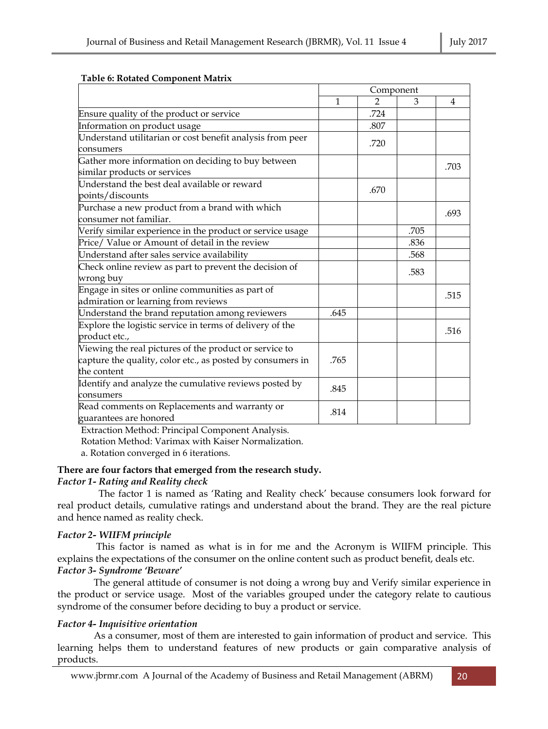**Table 6: Rotated Component Matrix**

| | Component | | | |
|---|---|---|---|---|
| | 1 | 2 | 3 | 4 |
| Ensure quality of the product or service | | .724 | | |
| Information on product usage | | .807 | | |
| Understand utilitarian or cost benefit analysis from peer consumers | | .720 | | |
| Gather more information on deciding to buy between similar products or services | | | | .703 |
| Understand the best deal available or reward points/discounts | | .670 | | |
| Purchase a new product from a brand with which consumer not familiar. | | | | .693 |
| Verify similar experience in the product or service usage | | | .705 | |
| Price/ Value or Amount of detail in the review | | | .836 | |
| Understand after sales service availability | | | .568 | |
| Check online review as part to prevent the decision of wrong buy | | | .583 | |
| Engage in sites or online communities as part of admiration or learning from reviews | | | | .515 |
| Understand the brand reputation among reviewers | .645 | | | |
| Explore the logistic service in terms of delivery of the product etc., | | | | .516 |
| Viewing the real pictures of the product or service to capture the quality, color etc., as posted by consumers in the content | .765 | | | |
| Identify and analyze the cumulative reviews posted by consumers | .845 | | | |
| Read comments on Replacements and warranty or guarantees are honored | .814 | | | |

Extraction Method: Principal Component Analysis.
Rotation Method: Varimax with Kaiser Normalization.
a. Rotation converged in 6 iterations.

**There are four factors that emerged from the research study.**

***Factor 1- Rating and Reality check***

The factor 1 is named as 'Rating and Reality check' because consumers look forward for real product details, cumulative ratings and understand about the brand. They are the real picture and hence named as reality check.

***Factor 2- WIIFM principle***

This factor is named as what is in for me and the Acronym is WIIFM principle. This explains the expectations of the consumer on the online content such as product benefit, deals etc.

***Factor 3- Syndrome 'Beware'***

The general attitude of consumer is not doing a wrong buy and Verify similar experience in the product or service usage. Most of the variables grouped under the category relate to cautious syndrome of the consumer before deciding to buy a product or service.

***Factor 4- Inquisitive orientation***

As a consumer, most of them are interested to gain information of product and service. This learning helps them to understand features of new products or gain comparative analysis of products.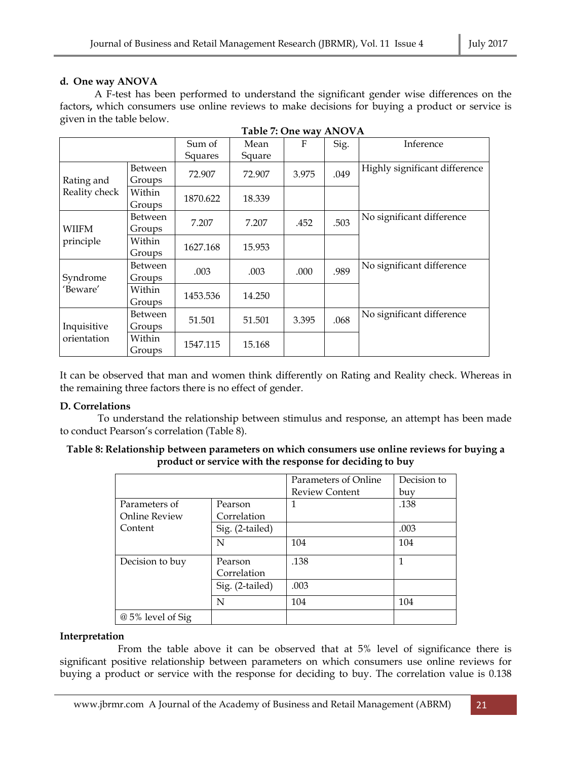#### d. One way ANOVA

A F-test has been performed to understand the significant gender wise differences on the factors**,** which consumers use online reviews to make decisions for buying a product or service is given in the table below.

**Table 7: One way ANOVA**

| | | Sum of Squares | Mean Square | F | Sig. | Inference |
|---|---|---|---|---|---|---|
| Rating and Reality check | Between Groups | 72.907 | 72.907 | 3.975 | .049 | Highly significant difference |
| | Within Groups | 1870.622 | 18.339 | | | |
| WIIFM principle | Between Groups | 7.207 | 7.207 | .452 | .503 | No significant difference |
| | Within Groups | 1627.168 | 15.953 | | | |
| Syndrome 'Beware' | Between Groups | .003 | .003 | .000 | .989 | No significant difference |
| | Within Groups | 1453.536 | 14.250 | | | |
| Inquisitive orientation | Between Groups | 51.501 | 51.501 | 3.395 | .068 | No significant difference |
| | Within Groups | 1547.115 | 15.168 | | | |

It can be observed that man and women think differently on Rating and Reality check. Whereas in the remaining three factors there is no effect of gender.

#### D. Correlations

To understand the relationship between stimulus and response, an attempt has been made to conduct Pearson's correlation (Table 8).

**Table 8: Relationship between parameters on which consumers use online reviews for buying a product or service with the response for deciding to buy**

| | | Parameters of Online Review Content | Decision to buy |
|---|---|---|---|
| Parameters of Online Review Content | Pearson Correlation | 1 | .138 |
| | Sig. (2-tailed) | | .003 |
| | N | 104 | 104 |
| Decision to buy | Pearson Correlation | .138 | 1 |
| | Sig. (2-tailed) | .003 | |
| | N | 104 | 104 |
| @ 5% level of Sig | | | |

#### Interpretation

From the table above it can be observed that at 5% level of significance there is significant positive relationship between parameters on which consumers use online reviews for buying a product or service with the response for deciding to buy. The correlation value is 0.138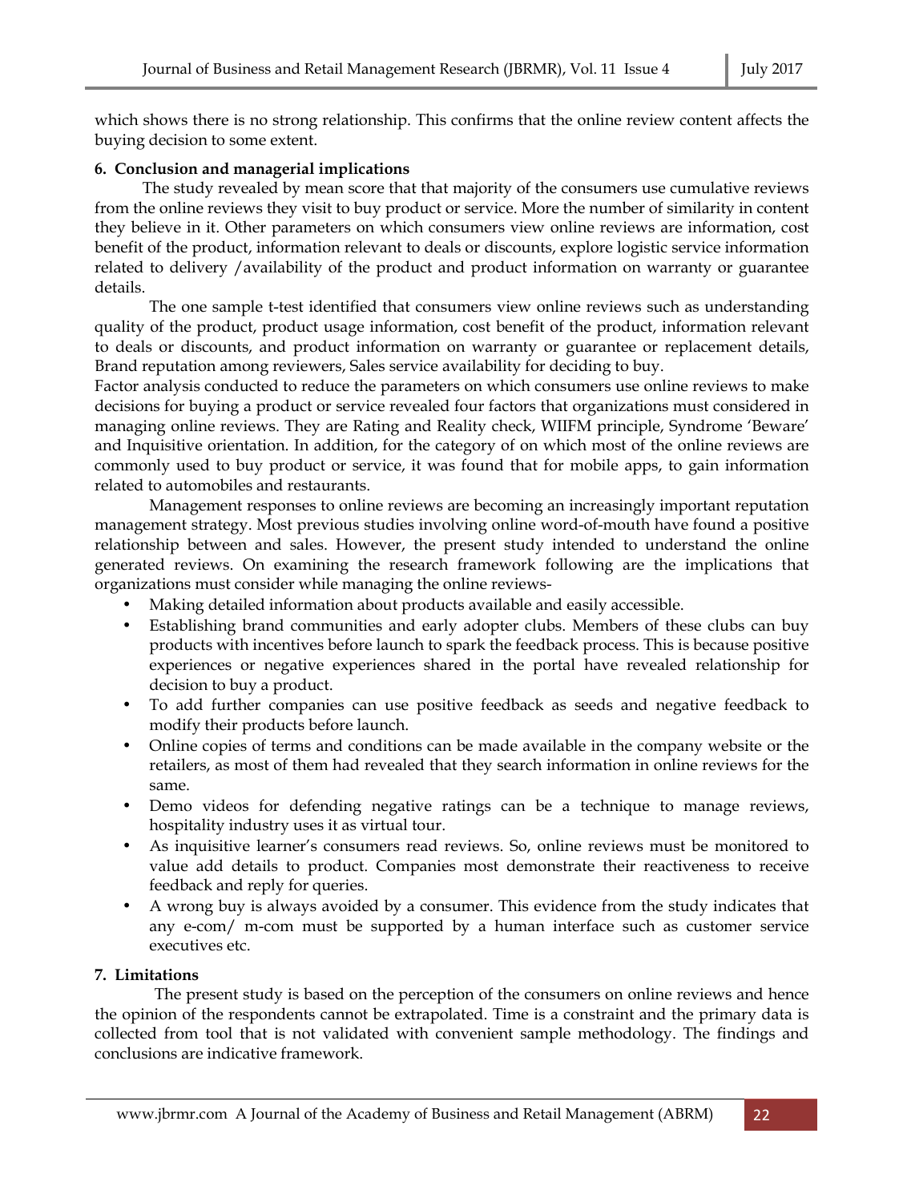which shows there is no strong relationship. This confirms that the online review content affects the buying decision to some extent.

## 6. Conclusion and managerial implications

The study revealed by mean score that that majority of the consumers use cumulative reviews from the online reviews they visit to buy product or service. More the number of similarity in content they believe in it. Other parameters on which consumers view online reviews are information, cost benefit of the product, information relevant to deals or discounts, explore logistic service information related to delivery /availability of the product and product information on warranty or guarantee details.

The one sample t-test identified that consumers view online reviews such as understanding quality of the product, product usage information, cost benefit of the product, information relevant to deals or discounts, and product information on warranty or guarantee or replacement details, Brand reputation among reviewers, Sales service availability for deciding to buy.

Factor analysis conducted to reduce the parameters on which consumers use online reviews to make decisions for buying a product or service revealed four factors that organizations must considered in managing online reviews. They are Rating and Reality check, WIIFM principle, Syndrome 'Beware' and Inquisitive orientation. In addition, for the category of on which most of the online reviews are commonly used to buy product or service, it was found that for mobile apps, to gain information related to automobiles and restaurants.

Management responses to online reviews are becoming an increasingly important reputation management strategy. Most previous studies involving online word-of-mouth have found a positive relationship between and sales. However, the present study intended to understand the online generated reviews. On examining the research framework following are the implications that organizations must consider while managing the online reviews-

- Making detailed information about products available and easily accessible.
- Establishing brand communities and early adopter clubs. Members of these clubs can buy products with incentives before launch to spark the feedback process. This is because positive experiences or negative experiences shared in the portal have revealed relationship for decision to buy a product.
- To add further companies can use positive feedback as seeds and negative feedback to modify their products before launch.
- Online copies of terms and conditions can be made available in the company website or the retailers, as most of them had revealed that they search information in online reviews for the same.
- Demo videos for defending negative ratings can be a technique to manage reviews, hospitality industry uses it as virtual tour.
- As inquisitive learner's consumers read reviews. So, online reviews must be monitored to value add details to product. Companies most demonstrate their reactiveness to receive feedback and reply for queries.
- A wrong buy is always avoided by a consumer. This evidence from the study indicates that any e-com/ m-com must be supported by a human interface such as customer service executives etc.

## 7. Limitations

The present study is based on the perception of the consumers on online reviews and hence the opinion of the respondents cannot be extrapolated. Time is a constraint and the primary data is collected from tool that is not validated with convenient sample methodology. The findings and conclusions are indicative framework.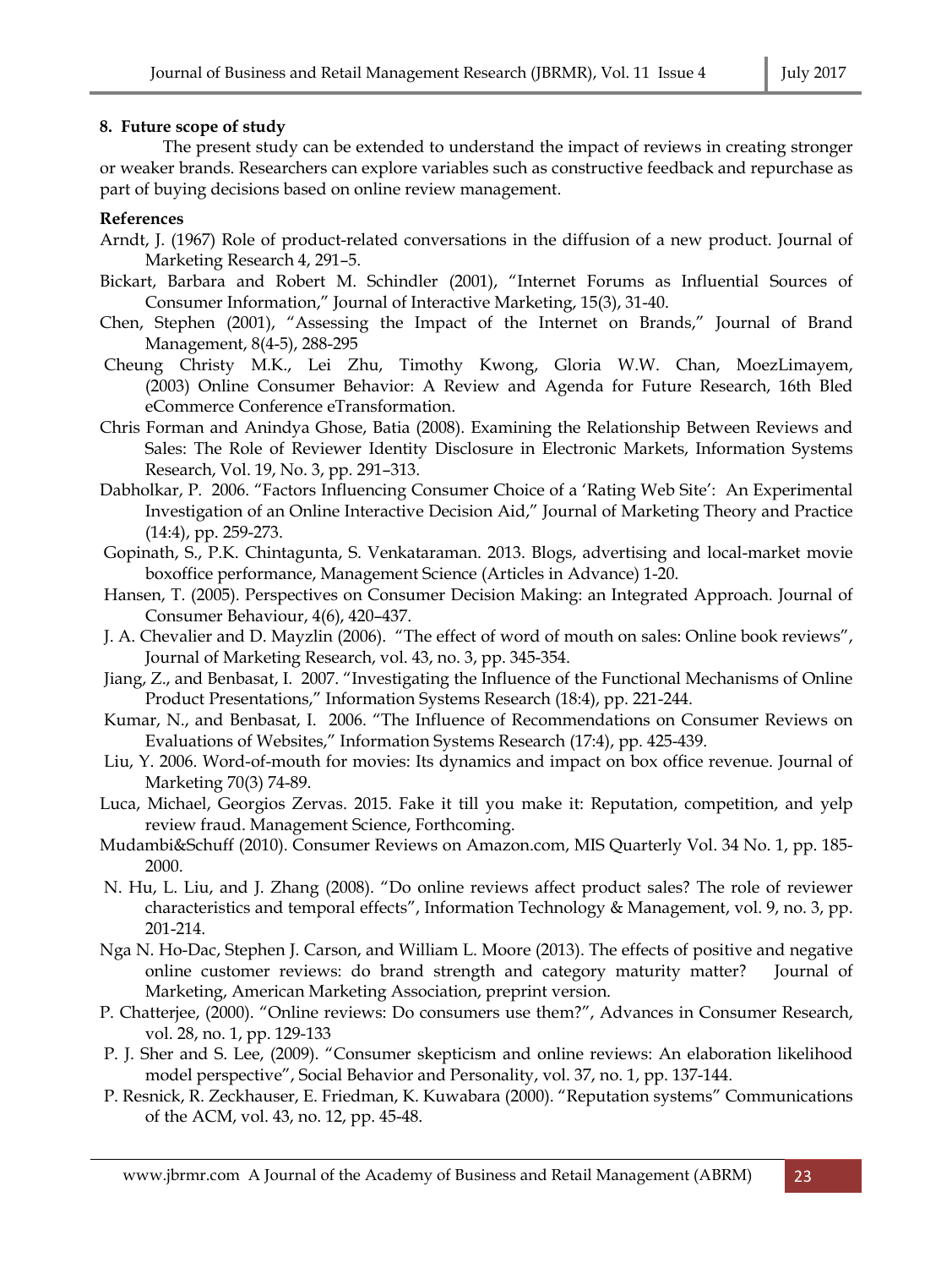## 8. Future scope of study

The present study can be extended to understand the impact of reviews in creating stronger or weaker brands. Researchers can explore variables such as constructive feedback and repurchase as part of buying decisions based on online review management.

## References

Arndt, J. (1967) Role of product-related conversations in the diffusion of a new product. Journal of Marketing Research 4, 291–5.

Bickart, Barbara and Robert M. Schindler (2001), "Internet Forums as Influential Sources of Consumer Information," Journal of Interactive Marketing, 15(3), 31-40.

Chen, Stephen (2001), "Assessing the Impact of the Internet on Brands," Journal of Brand Management, 8(4-5), 288-295

Cheung Christy M.K., Lei Zhu, Timothy Kwong, Gloria W.W. Chan, MoezLimayem, (2003) Online Consumer Behavior: A Review and Agenda for Future Research, 16th Bled eCommerce Conference eTransformation.

Chris Forman and Anindya Ghose, Batia (2008). Examining the Relationship Between Reviews and Sales: The Role of Reviewer Identity Disclosure in Electronic Markets, Information Systems Research, Vol. 19, No. 3, pp. 291–313.

Dabholkar, P. 2006. "Factors Influencing Consumer Choice of a 'Rating Web Site': An Experimental Investigation of an Online Interactive Decision Aid," Journal of Marketing Theory and Practice (14:4), pp. 259-273.

Gopinath, S., P.K. Chintagunta, S. Venkataraman. 2013. Blogs, advertising and local-market movie boxoffice performance, Management Science (Articles in Advance) 1-20.

Hansen, T. (2005). Perspectives on Consumer Decision Making: an Integrated Approach. Journal of Consumer Behaviour, 4(6), 420–437.

J. A. Chevalier and D. Mayzlin (2006). "The effect of word of mouth on sales: Online book reviews", Journal of Marketing Research, vol. 43, no. 3, pp. 345-354.

Jiang, Z., and Benbasat, I. 2007. "Investigating the Influence of the Functional Mechanisms of Online Product Presentations," Information Systems Research (18:4), pp. 221-244.

Kumar, N., and Benbasat, I. 2006. "The Influence of Recommendations on Consumer Reviews on Evaluations of Websites," Information Systems Research (17:4), pp. 425-439.

Liu, Y. 2006. Word-of-mouth for movies: Its dynamics and impact on box office revenue. Journal of Marketing 70(3) 74-89.

Luca, Michael, Georgios Zervas. 2015. Fake it till you make it: Reputation, competition, and yelp review fraud. Management Science, Forthcoming.

Mudambi&Schuff (2010). Consumer Reviews on Amazon.com, MIS Quarterly Vol. 34 No. 1, pp. 185-2000.

N. Hu, L. Liu, and J. Zhang (2008). "Do online reviews affect product sales? The role of reviewer characteristics and temporal effects", Information Technology & Management, vol. 9, no. 3, pp. 201-214.

Nga N. Ho-Dac, Stephen J. Carson, and William L. Moore (2013). The effects of positive and negative online customer reviews: do brand strength and category maturity matter? Journal of Marketing, American Marketing Association, preprint version.

P. Chatterjee, (2000). "Online reviews: Do consumers use them?", Advances in Consumer Research, vol. 28, no. 1, pp. 129-133

P. J. Sher and S. Lee, (2009). "Consumer skepticism and online reviews: An elaboration likelihood model perspective", Social Behavior and Personality, vol. 37, no. 1, pp. 137-144.

P. Resnick, R. Zeckhauser, E. Friedman, K. Kuwabara (2000). "Reputation systems" Communications of the ACM, vol. 43, no. 12, pp. 45-48.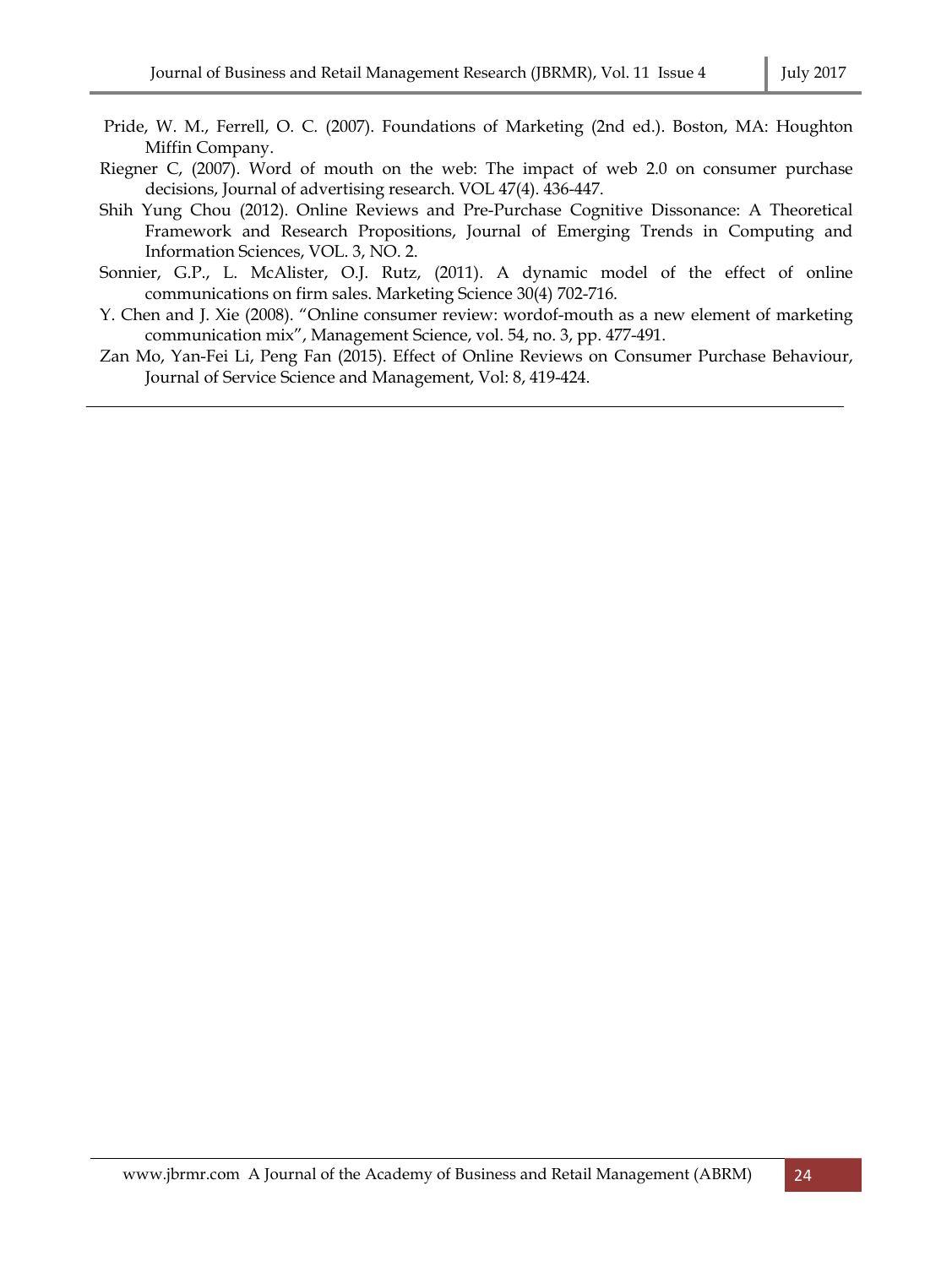Pride, W. M., Ferrell, O. C. (2007). Foundations of Marketing (2nd ed.). Boston, MA: Houghton Miffin Company.

Riegner C, (2007). Word of mouth on the web: The impact of web 2.0 on consumer purchase decisions, Journal of advertising research. VOL 47(4). 436-447.

Shih Yung Chou (2012). Online Reviews and Pre-Purchase Cognitive Dissonance: A Theoretical Framework and Research Propositions, Journal of Emerging Trends in Computing and Information Sciences, VOL. 3, NO. 2.

Sonnier, G.P., L. McAlister, O.J. Rutz, (2011). A dynamic model of the effect of online communications on firm sales. Marketing Science 30(4) 702-716.

Y. Chen and J. Xie (2008). "Online consumer review: wordof-mouth as a new element of marketing communication mix", Management Science, vol. 54, no. 3, pp. 477-491.

Zan Mo, Yan-Fei Li, Peng Fan (2015). Effect of Online Reviews on Consumer Purchase Behaviour, Journal of Service Science and Management, Vol: 8, 419-424.